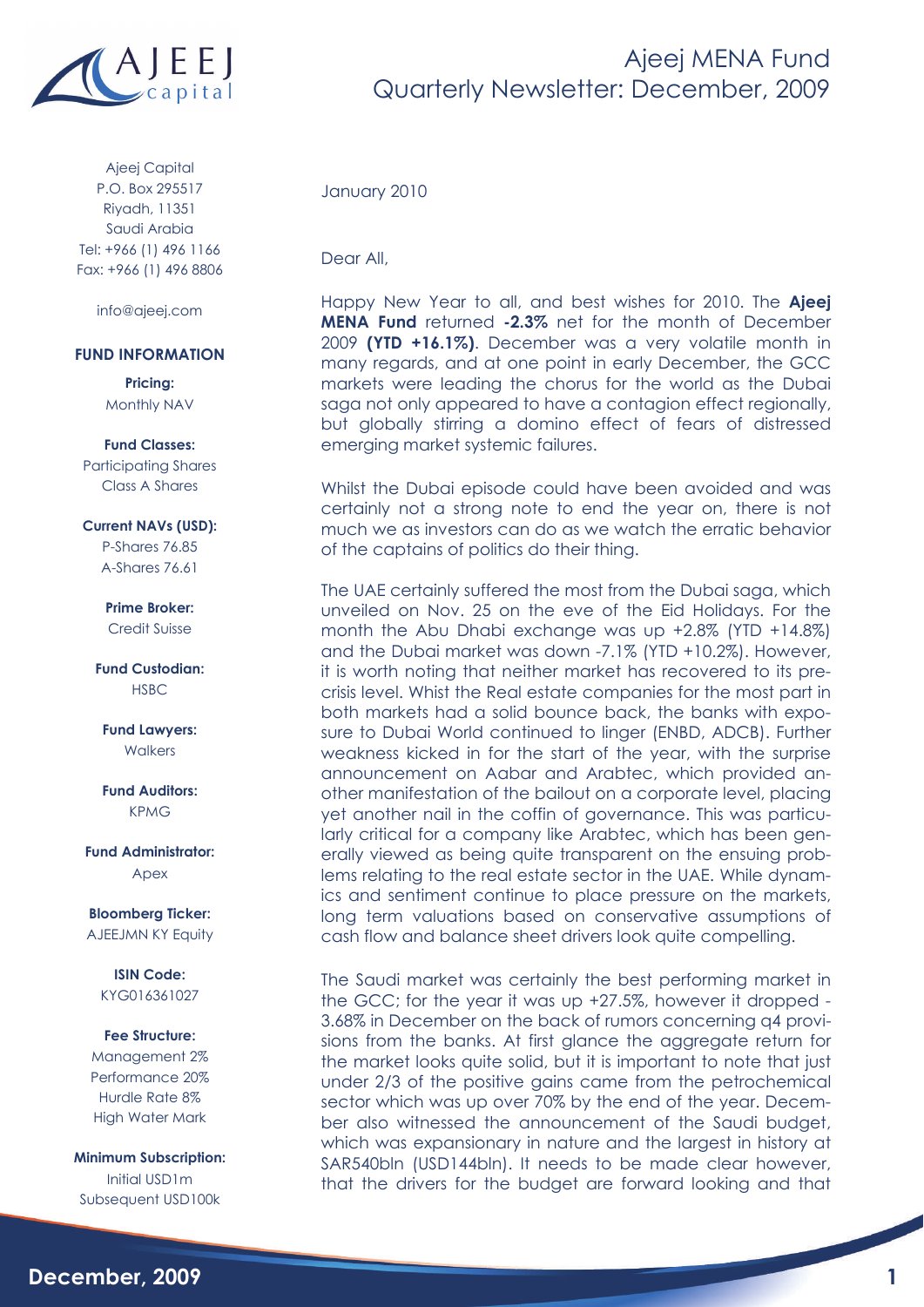# Ajeej MENA Fund
## Quarterly Newsletter: December, 2009

Ajeej Capital
P.O. Box 295517
Riyadh, 11351
Saudi Arabia
Tel: +966 (1) 496 1166
Fax: +966 (1) 496 8806

info@ajeej.com

### FUND INFORMATION

**Pricing:**
Monthly NAV

**Fund Classes:**
Participating Shares
Class A Shares

**Current NAVs (USD):**
P-Shares 76.85
A-Shares 76.61

**Prime Broker:**
Credit Suisse

**Fund Custodian:**
HSBC

**Fund Lawyers:**
Walkers

**Fund Auditors:**
KPMG

**Fund Administrator:**
Apex

**Bloomberg Ticker:**
AJEEJMN KY Equity

**ISIN Code:**
KYG016361027

**Fee Structure:**
Management 2%
Performance 20%
Hurdle Rate 8%
High Water Mark

**Minimum Subscription:**
Initial USD1m
Subsequent USD100k

---

January 2010

Dear All,

Happy New Year to all, and best wishes for 2010. The **Ajeej MENA Fund** returned **-2.3%** net for the month of December 2009 **(YTD +16.1%)**. December was a very volatile month in many regards, and at one point in early December, the GCC markets were leading the chorus for the world as the Dubai saga not only appeared to have a contagion effect regionally, but globally stirring a domino effect of fears of distressed emerging market systemic failures.

Whilst the Dubai episode could have been avoided and was certainly not a strong note to end the year on, there is not much we as investors can do as we watch the erratic behavior of the captains of politics do their thing.

The UAE certainly suffered the most from the Dubai saga, which unveiled on Nov. 25 on the eve of the Eid Holidays. For the month the Abu Dhabi exchange was up +2.8% (YTD +14.8%) and the Dubai market was down -7.1% (YTD +10.2%). However, it is worth noting that neither market has recovered to its pre-crisis level. Whist the Real estate companies for the most part in both markets had a solid bounce back, the banks with exposure to Dubai World continued to linger (ENBD, ADCB). Further weakness kicked in for the start of the year, with the surprise announcement on Aabar and Arabtec, which provided another manifestation of the bailout on a corporate level, placing yet another nail in the coffin of governance. This was particularly critical for a company like Arabtec, which has been generally viewed as being quite transparent on the ensuing problems relating to the real estate sector in the UAE. While dynamics and sentiment continue to place pressure on the markets, long term valuations based on conservative assumptions of cash flow and balance sheet drivers look quite compelling.

The Saudi market was certainly the best performing market in the GCC; for the year it was up +27.5%, however it dropped -3.68% in December on the back of rumors concerning q4 provisions from the banks. At first glance the aggregate return for the market looks quite solid, but it is important to note that just under 2/3 of the positive gains came from the petrochemical sector which was up over 70% by the end of the year. December also witnessed the announcement of the Saudi budget, which was expansionary in nature and the largest in history at SAR540bln (USD144bln). It needs to be made clear however, that the drivers for the budget are forward looking and that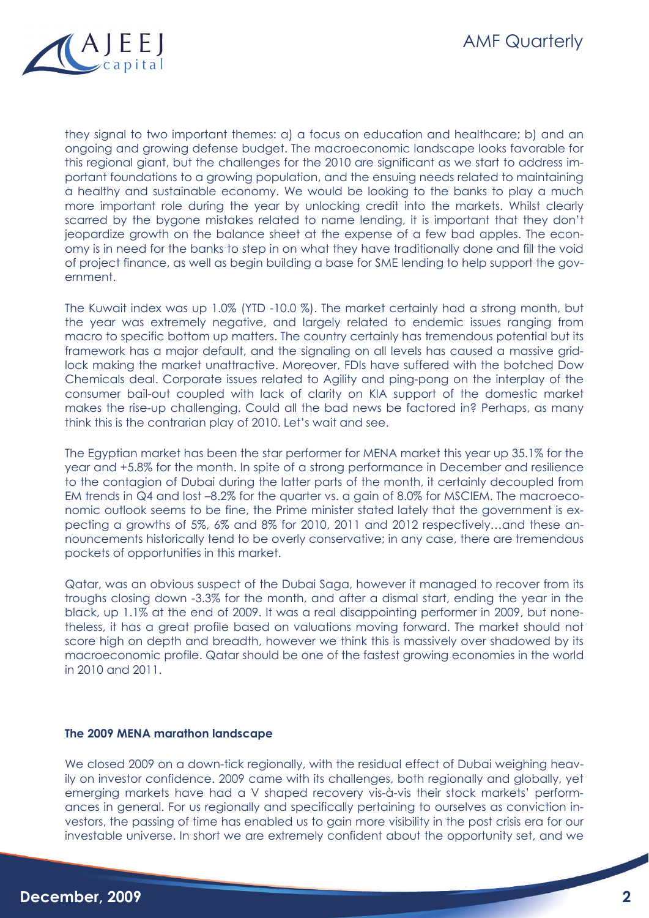they signal to two important themes: a) a focus on education and healthcare; b) and an ongoing and growing defense budget. The macroeconomic landscape looks favorable for this regional giant, but the challenges for the 2010 are significant as we start to address important foundations to a growing population, and the ensuing needs related to maintaining a healthy and sustainable economy. We would be looking to the banks to play a much more important role during the year by unlocking credit into the markets. Whilst clearly scarred by the bygone mistakes related to name lending, it is important that they don't jeopardize growth on the balance sheet at the expense of a few bad apples. The economy is in need for the banks to step in on what they have traditionally done and fill the void of project finance, as well as begin building a base for SME lending to help support the government.

The Kuwait index was up 1.0% (YTD -10.0 %). The market certainly had a strong month, but the year was extremely negative, and largely related to endemic issues ranging from macro to specific bottom up matters. The country certainly has tremendous potential but its framework has a major default, and the signaling on all levels has caused a massive gridlock making the market unattractive. Moreover, FDIs have suffered with the botched Dow Chemicals deal. Corporate issues related to Agility and ping-pong on the interplay of the consumer bail-out coupled with lack of clarity on KIA support of the domestic market makes the rise-up challenging. Could all the bad news be factored in? Perhaps, as many think this is the contrarian play of 2010. Let's wait and see.

The Egyptian market has been the star performer for MENA market this year up 35.1% for the year and +5.8% for the month. In spite of a strong performance in December and resilience to the contagion of Dubai during the latter parts of the month, it certainly decoupled from EM trends in Q4 and lost –8.2% for the quarter vs. a gain of 8.0% for MSCIEM. The macroeconomic outlook seems to be fine, the Prime minister stated lately that the government is expecting a growths of 5%, 6% and 8% for 2010, 2011 and 2012 respectively…and these announcements historically tend to be overly conservative; in any case, there are tremendous pockets of opportunities in this market.

Qatar, was an obvious suspect of the Dubai Saga, however it managed to recover from its troughs closing down -3.3% for the month, and after a dismal start, ending the year in the black, up 1.1% at the end of 2009. It was a real disappointing performer in 2009, but nonetheless, it has a great profile based on valuations moving forward. The market should not score high on depth and breadth, however we think this is massively over shadowed by its macroeconomic profile. Qatar should be one of the fastest growing economies in the world in 2010 and 2011.

**The 2009 MENA marathon landscape**

We closed 2009 on a down-tick regionally, with the residual effect of Dubai weighing heavily on investor confidence. 2009 came with its challenges, both regionally and globally, yet emerging markets have had a V shaped recovery vis-à-vis their stock markets' performances in general. For us regionally and specifically pertaining to ourselves as conviction investors, the passing of time has enabled us to gain more visibility in the post crisis era for our investable universe. In short we are extremely confident about the opportunity set, and we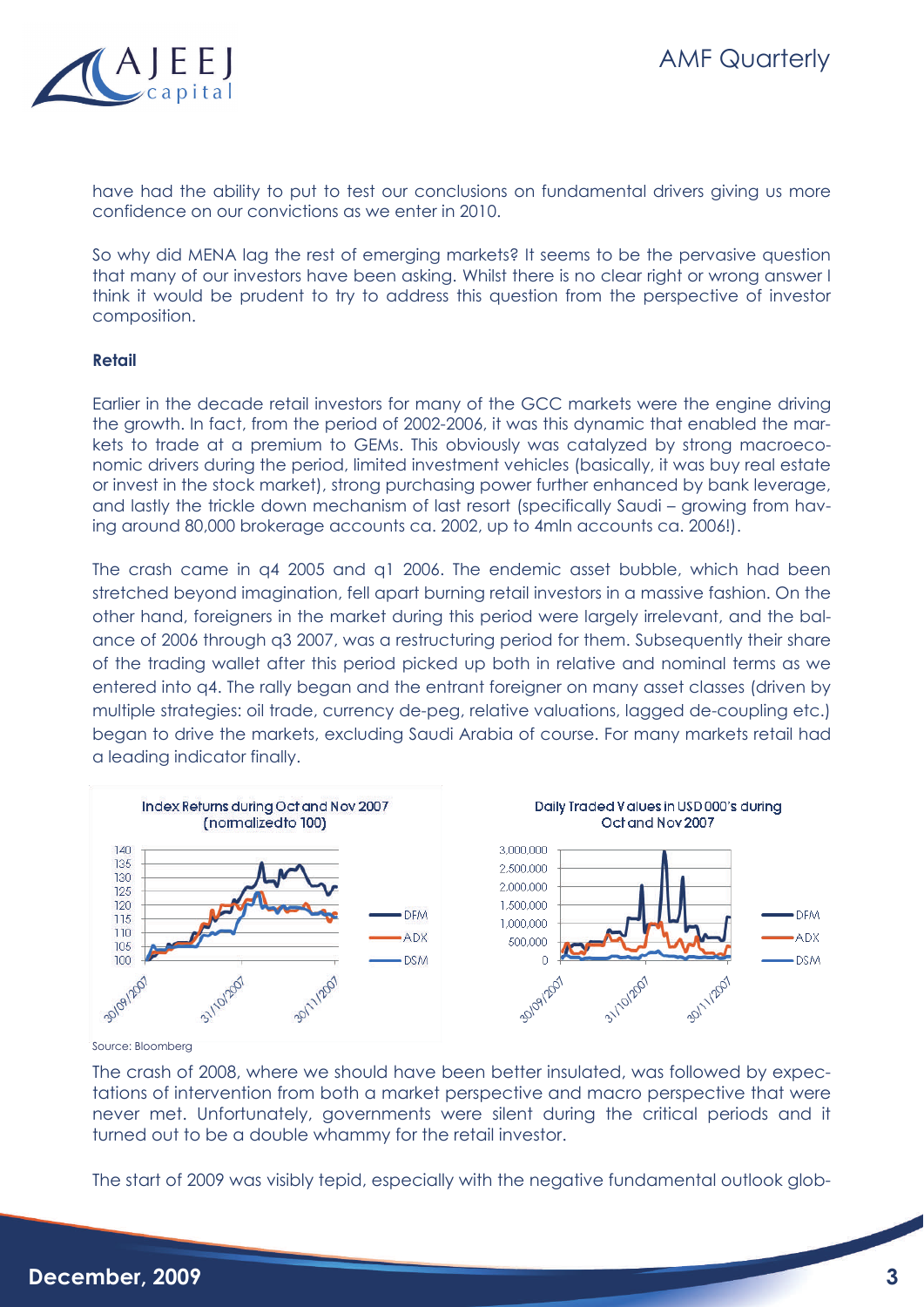have had the ability to put to test our conclusions on fundamental drivers giving us more confidence on our convictions as we enter in 2010.

So why did MENA lag the rest of emerging markets? It seems to be the pervasive question that many of our investors have been asking. Whilst there is no clear right or wrong answer I think it would be prudent to try to address this question from the perspective of investor composition.

**Retail**

Earlier in the decade retail investors for many of the GCC markets were the engine driving the growth. In fact, from the period of 2002-2006, it was this dynamic that enabled the markets to trade at a premium to GEMs. This obviously was catalyzed by strong macroeconomic drivers during the period, limited investment vehicles (basically, it was buy real estate or invest in the stock market), strong purchasing power further enhanced by bank leverage, and lastly the trickle down mechanism of last resort (specifically Saudi – growing from having around 80,000 brokerage accounts ca. 2002, up to 4mln accounts ca. 2006!).

The crash came in q4 2005 and q1 2006. The endemic asset bubble, which had been stretched beyond imagination, fell apart burning retail investors in a massive fashion. On the other hand, foreigners in the market during this period were largely irrelevant, and the balance of 2006 through q3 2007, was a restructuring period for them. Subsequently their share of the trading wallet after this period picked up both in relative and nominal terms as we entered into q4. The rally began and the entrant foreigner on many asset classes (driven by multiple strategies: oil trade, currency de-peg, relative valuations, lagged de-coupling etc.) began to drive the markets, excluding Saudi Arabia of course. For many markets retail had a leading indicator finally.

Index Returns during Oct and Nov 2007 (normalized to 100)

Daily Traded Values in USD 000's during Oct and Nov 2007

Source: Bloomberg

The crash of 2008, where we should have been better insulated, was followed by expectations of intervention from both a market perspective and macro perspective that were never met. Unfortunately, governments were silent during the critical periods and it turned out to be a double whammy for the retail investor.

The start of 2009 was visibly tepid, especially with the negative fundamental outlook glob-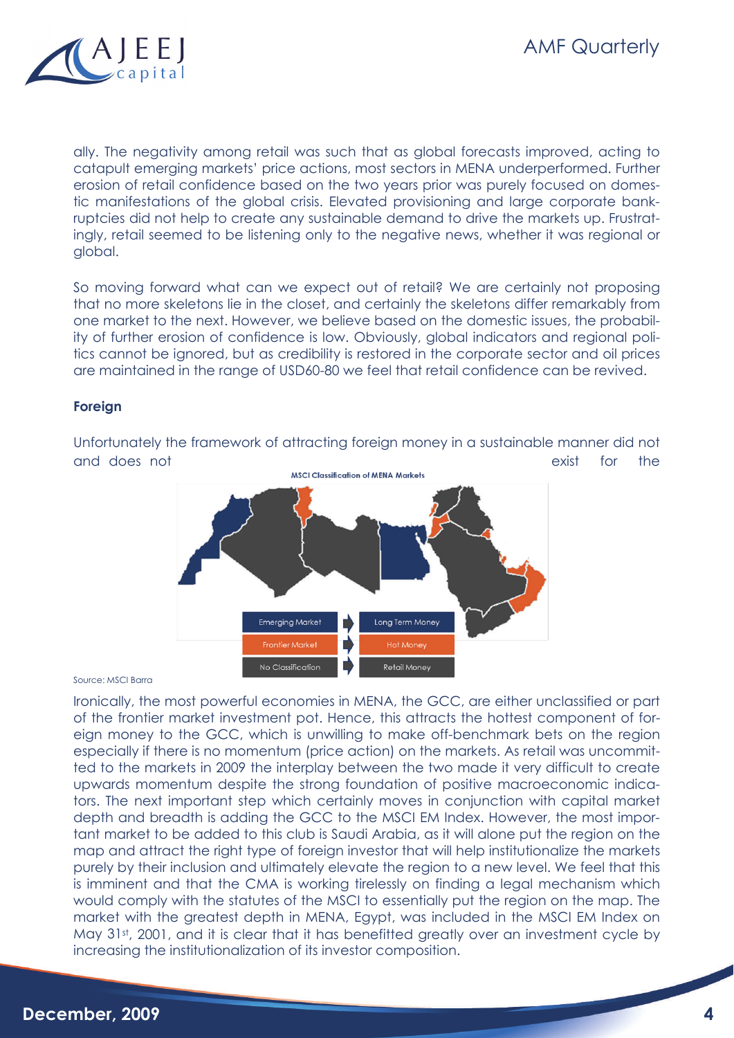ally. The negativity among retail was such that as global forecasts improved, acting to catapult emerging markets' price actions, most sectors in MENA underperformed. Further erosion of retail confidence based on the two years prior was purely focused on domestic manifestations of the global crisis. Elevated provisioning and large corporate bankruptcies did not help to create any sustainable demand to drive the markets up. Frustratingly, retail seemed to be listening only to the negative news, whether it was regional or global.

So moving forward what can we expect out of retail? We are certainly not proposing that no more skeletons lie in the closet, and certainly the skeletons differ remarkably from one market to the next. However, we believe based on the domestic issues, the probability of further erosion of confidence is low. Obviously, global indicators and regional politics cannot be ignored, but as credibility is restored in the corporate sector and oil prices are maintained in the range of USD60-80 we feel that retail confidence can be revived.

**Foreign**

Unfortunately the framework of attracting foreign money in a sustainable manner did not and does not exist for the

MSCI Classification of MENA Markets

| Classification | | Money Type |
|---|---|---|
| Emerging Market | → | Long Term Money |
| Frontier Market | → | Hot Money |
| No Classification | → | Retail Money |

Source: MSCI Barra

Ironically, the most powerful economies in MENA, the GCC, are either unclassified or part of the frontier market investment pot. Hence, this attracts the hottest component of foreign money to the GCC, which is unwilling to make off-benchmark bets on the region especially if there is no momentum (price action) on the markets. As retail was uncommitted to the markets in 2009 the interplay between the two made it very difficult to create upwards momentum despite the strong foundation of positive macroeconomic indicators. The next important step which certainly moves in conjunction with capital market depth and breadth is adding the GCC to the MSCI EM Index. However, the most important market to be added to this club is Saudi Arabia, as it will alone put the region on the map and attract the right type of foreign investor that will help institutionalize the markets purely by their inclusion and ultimately elevate the region to a new level. We feel that this is imminent and that the CMA is working tirelessly on finding a legal mechanism which would comply with the statutes of the MSCI to essentially put the region on the map. The market with the greatest depth in MENA, Egypt, was included in the MSCI EM Index on May 31st, 2001, and it is clear that it has benefitted greatly over an investment cycle by increasing the institutionalization of its investor composition.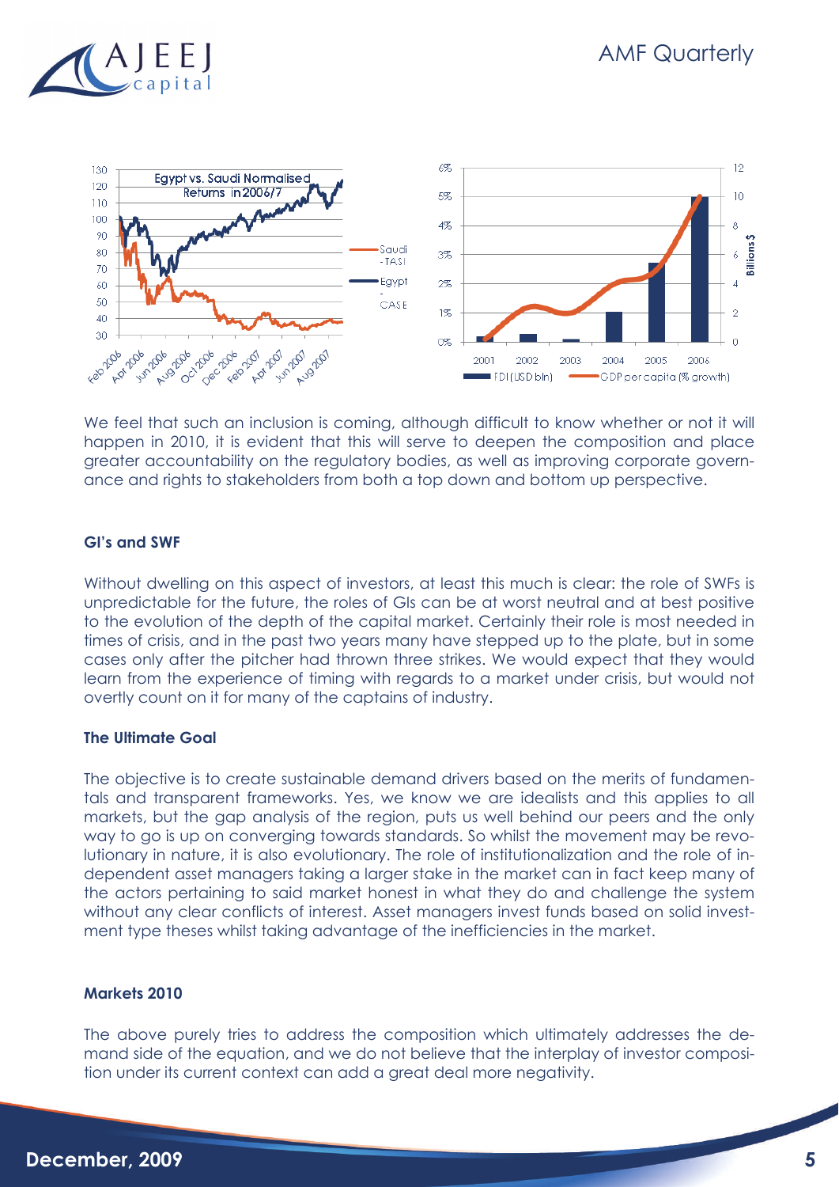We feel that such an inclusion is coming, although difficult to know whether or not it will happen in 2010, it is evident that this will serve to deepen the composition and place greater accountability on the regulatory bodies, as well as improving corporate governance and rights to stakeholders from both a top down and bottom up perspective.

### GI's and SWF

Without dwelling on this aspect of investors, at least this much is clear: the role of SWFs is unpredictable for the future, the roles of GIs can be at worst neutral and at best positive to the evolution of the depth of the capital market. Certainly their role is most needed in times of crisis, and in the past two years many have stepped up to the plate, but in some cases only after the pitcher had thrown three strikes. We would expect that they would learn from the experience of timing with regards to a market under crisis, but would not overtly count on it for many of the captains of industry.

### The Ultimate Goal

The objective is to create sustainable demand drivers based on the merits of fundamentals and transparent frameworks. Yes, we know we are idealists and this applies to all markets, but the gap analysis of the region, puts us well behind our peers and the only way to go is up on converging towards standards. So whilst the movement may be revolutionary in nature, it is also evolutionary. The role of institutionalization and the role of independent asset managers taking a larger stake in the market can in fact keep many of the actors pertaining to said market honest in what they do and challenge the system without any clear conflicts of interest. Asset managers invest funds based on solid investment type theses whilst taking advantage of the inefficiencies in the market.

### Markets 2010

The above purely tries to address the composition which ultimately addresses the demand side of the equation, and we do not believe that the interplay of investor composition under its current context can add a great deal more negativity.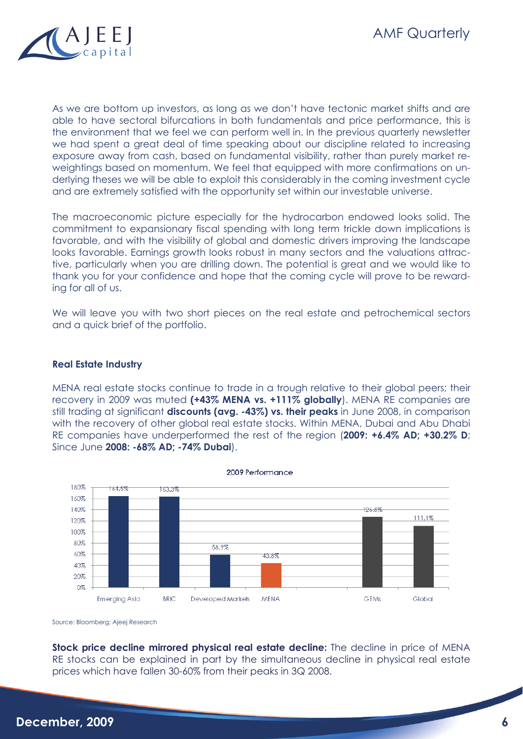As we are bottom up investors, as long as we don't have tectonic market shifts and are able to have sectoral bifurcations in both fundamentals and price performance, this is the environment that we feel we can perform well in. In the previous quarterly newsletter we had spent a great deal of time speaking about our discipline related to increasing exposure away from cash, based on fundamental visibility, rather than purely market re-weightings based on momentum. We feel that equipped with more confirmations on underlying theses we will be able to exploit this considerably in the coming investment cycle and are extremely satisfied with the opportunity set within our investable universe.

The macroeconomic picture especially for the hydrocarbon endowed looks solid. The commitment to expansionary fiscal spending with long term trickle down implications is favorable, and with the visibility of global and domestic drivers improving the landscape looks favorable. Earnings growth looks robust in many sectors and the valuations attractive, particularly when you are drilling down. The potential is great and we would like to thank you for your confidence and hope that the coming cycle will prove to be rewarding for all of us.

We will leave you with two short pieces on the real estate and petrochemical sectors and a quick brief of the portfolio.

### Real Estate Industry

MENA real estate stocks continue to trade in a trough relative to their global peers; their recovery in 2009 was muted **(+43% MENA vs. +111% globally)**. MENA RE companies are still trading at significant **discounts (avg. -43%) vs. their peaks** in June 2008, in comparison with the recovery of other global real estate stocks. Within MENA, Dubai and Abu Dhabi RE companies have underperformed the rest of the region (**2009: +6.4% AD; +30.2% D**; Since June **2008: -68% AD; -74% Dubai**).

**2009 Performance**

| Market | 2009 Performance |
|---|---|
| Emerging Asia | 164.5% |
| BRIC | 163.3% |
| Developed Markets | 58.9% |
| MENA | 43.8% |
| GEMs | 126.8% |
| Global | 111.1% |

Source: Bloomberg; Ajeej Research

**Stock price decline mirrored physical real estate decline:** The decline in price of MENA RE stocks can be explained in part by the simultaneous decline in physical real estate prices which have fallen 30-60% from their peaks in 3Q 2008.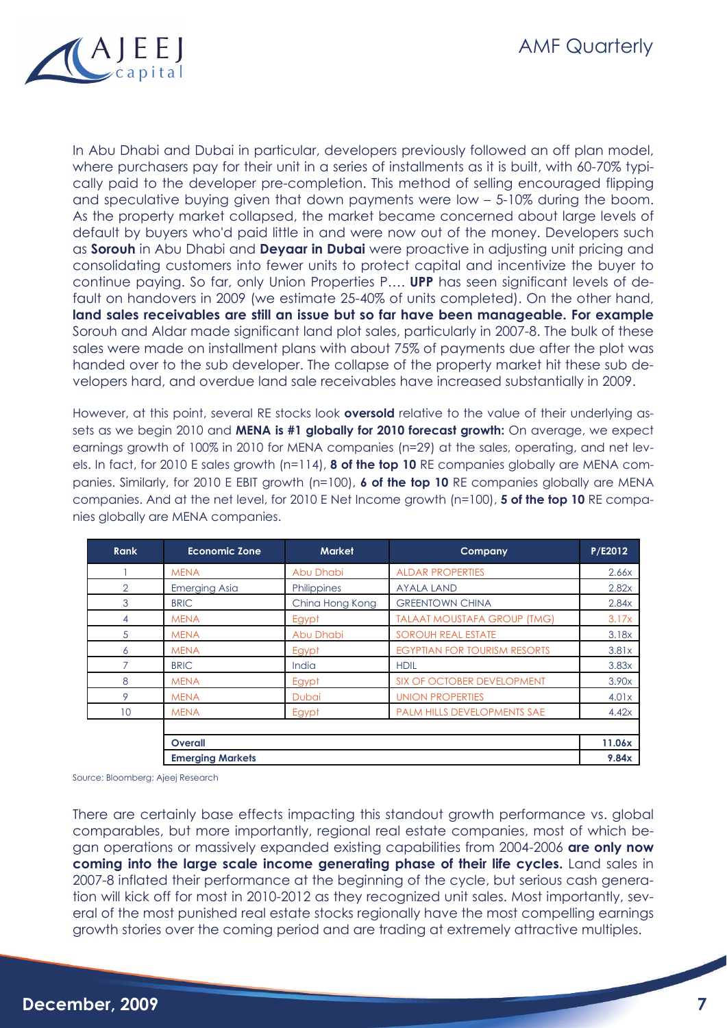In Abu Dhabi and Dubai in particular, developers previously followed an off plan model, where purchasers pay for their unit in a series of installments as it is built, with 60-70% typically paid to the developer pre-completion. This method of selling encouraged flipping and speculative buying given that down payments were low – 5-10% during the boom. As the property market collapsed, the market became concerned about large levels of default by buyers who'd paid little in and were now out of the money. Developers such as **Sorouh** in Abu Dhabi and **Deyaar in Dubai** were proactive in adjusting unit pricing and consolidating customers into fewer units to protect capital and incentivize the buyer to continue paying. So far, only Union Properties P…. **UPP** has seen significant levels of default on handovers in 2009 (we estimate 25-40% of units completed). On the other hand, **land sales receivables are still an issue but so far have been manageable. For example** Sorouh and Aldar made significant land plot sales, particularly in 2007-8. The bulk of these sales were made on installment plans with about 75% of payments due after the plot was handed over to the sub developer. The collapse of the property market hit these sub developers hard, and overdue land sale receivables have increased substantially in 2009.

However, at this point, several RE stocks look **oversold** relative to the value of their underlying assets as we begin 2010 and **MENA is #1 globally for 2010 forecast growth:** On average, we expect earnings growth of 100% in 2010 for MENA companies (n=29) at the sales, operating, and net levels. In fact, for 2010 E sales growth (n=114), **8 of the top 10** RE companies globally are MENA companies. Similarly, for 2010 E EBIT growth (n=100), **6 of the top 10** RE companies globally are MENA companies. And at the net level, for 2010 E Net Income growth (n=100), **5 of the top 10** RE companies globally are MENA companies.

| Rank | Economic Zone | Market | Company | P/E2012 |
|---|---|---|---|---|
| 1 | MENA | Abu Dhabi | ALDAR PROPERTIES | 2.66x |
| 2 | Emerging Asia | Philippines | AYALA LAND | 2.82x |
| 3 | BRIC | China Hong Kong | GREENTOWN CHINA | 2.84x |
| 4 | MENA | Egypt | TALAAT MOUSTAFA GROUP (TMG) | 3.17x |
| 5 | MENA | Abu Dhabi | SOROUH REAL ESTATE | 3.18x |
| 6 | MENA | Egypt | EGYPTIAN FOR TOURISM RESORTS | 3.81x |
| 7 | BRIC | India | HDIL | 3.83x |
| 8 | MENA | Egypt | SIX OF OCTOBER DEVELOPMENT | 3.90x |
| 9 | MENA | Dubai | UNION PROPERTIES | 4.01x |
| 10 | MENA | Egypt | PALM HILLS DEVELOPMENTS SAE | 4.42x |
| | **Overall** | | | **11.06x** |
| | **Emerging Markets** | | | **9.84x** |

Source: Bloomberg; Ajeej Research

There are certainly base effects impacting this standout growth performance vs. global comparables, but more importantly, regional real estate companies, most of which began operations or massively expanded existing capabilities from 2004-2006 **are only now coming into the large scale income generating phase of their life cycles.** Land sales in 2007-8 inflated their performance at the beginning of the cycle, but serious cash generation will kick off for most in 2010-2012 as they recognized unit sales. Most importantly, several of the most punished real estate stocks regionally have the most compelling earnings growth stories over the coming period and are trading at extremely attractive multiples.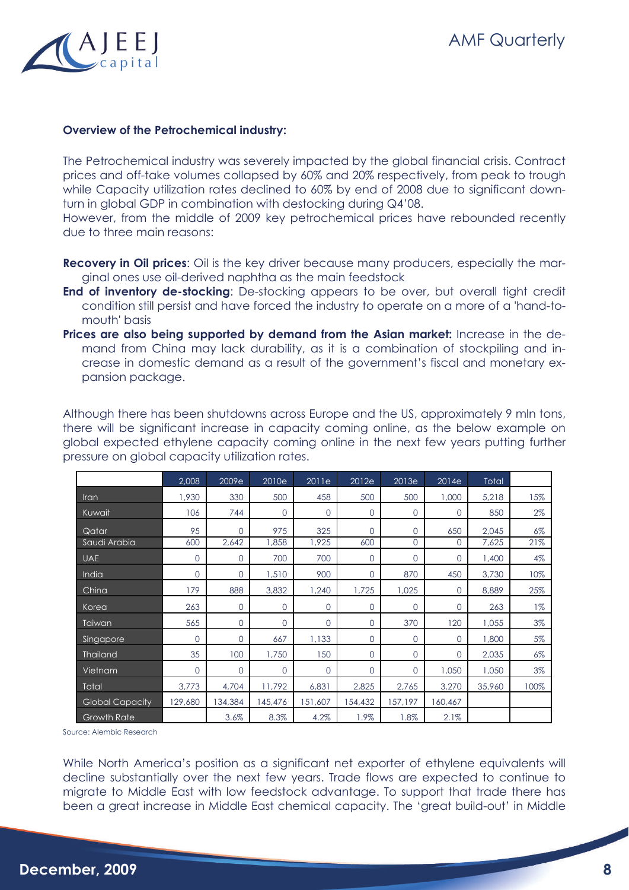**Overview of the Petrochemical industry:**

The Petrochemical industry was severely impacted by the global financial crisis. Contract prices and off-take volumes collapsed by 60% and 20% respectively, from peak to trough while Capacity utilization rates declined to 60% by end of 2008 due to significant downturn in global GDP in combination with destocking during Q4'08.

However, from the middle of 2009 key petrochemical prices have rebounded recently due to three main reasons:

**Recovery in Oil prices**: Oil is the key driver because many producers, especially the marginal ones use oil-derived naphtha as the main feedstock

**End of inventory de-stocking**: De-stocking appears to be over, but overall tight credit condition still persist and have forced the industry to operate on a more of a 'hand-to-mouth' basis

**Prices are also being supported by demand from the Asian market:** Increase in the demand from China may lack durability, as it is a combination of stockpiling and increase in domestic demand as a result of the government's fiscal and monetary expansion package.

Although there has been shutdowns across Europe and the US, approximately 9 mln tons, there will be significant increase in capacity coming online, as the below example on global expected ethylene capacity coming online in the next few years putting further pressure on global capacity utilization rates.

| | 2,008 | 2009e | 2010e | 2011e | 2012e | 2013e | 2014e | Total | |
|---|---|---|---|---|---|---|---|---|---|
| Iran | 1,930 | 330 | 500 | 458 | 500 | 500 | 1,000 | 5,218 | 15% |
| Kuwait | 106 | 744 | 0 | 0 | 0 | 0 | 0 | 850 | 2% |
| Qatar | 95 | 0 | 975 | 325 | 0 | 0 | 650 | 2,045 | 6% |
| Saudi Arabia | 600 | 2,642 | 1,858 | 1,925 | 600 | 0 | 0 | 7,625 | 21% |
| UAE | 0 | 0 | 700 | 700 | 0 | 0 | 0 | 1,400 | 4% |
| India | 0 | 0 | 1,510 | 900 | 0 | 870 | 450 | 3,730 | 10% |
| China | 179 | 888 | 3,832 | 1,240 | 1,725 | 1,025 | 0 | 8,889 | 25% |
| Korea | 263 | 0 | 0 | 0 | 0 | 0 | 0 | 263 | 1% |
| Taiwan | 565 | 0 | 0 | 0 | 0 | 370 | 120 | 1,055 | 3% |
| Singapore | 0 | 0 | 667 | 1,133 | 0 | 0 | 0 | 1,800 | 5% |
| Thailand | 35 | 100 | 1,750 | 150 | 0 | 0 | 0 | 2,035 | 6% |
| Vietnam | 0 | 0 | 0 | 0 | 0 | 0 | 1,050 | 1,050 | 3% |
| Total | 3,773 | 4,704 | 11,792 | 6,831 | 2,825 | 2,765 | 3,270 | 35,960 | 100% |
| Global Capacity | 129,680 | 134,384 | 145,476 | 151,607 | 154,432 | 157,197 | 160,467 | | |
| Growth Rate | | 3.6% | 8.3% | 4.2% | 1.9% | 1.8% | 2.1% | | |

Source: Alembic Research

While North America's position as a significant net exporter of ethylene equivalents will decline substantially over the next few years. Trade flows are expected to continue to migrate to Middle East with low feedstock advantage. To support that trade there has been a great increase in Middle East chemical capacity. The 'great build-out' in Middle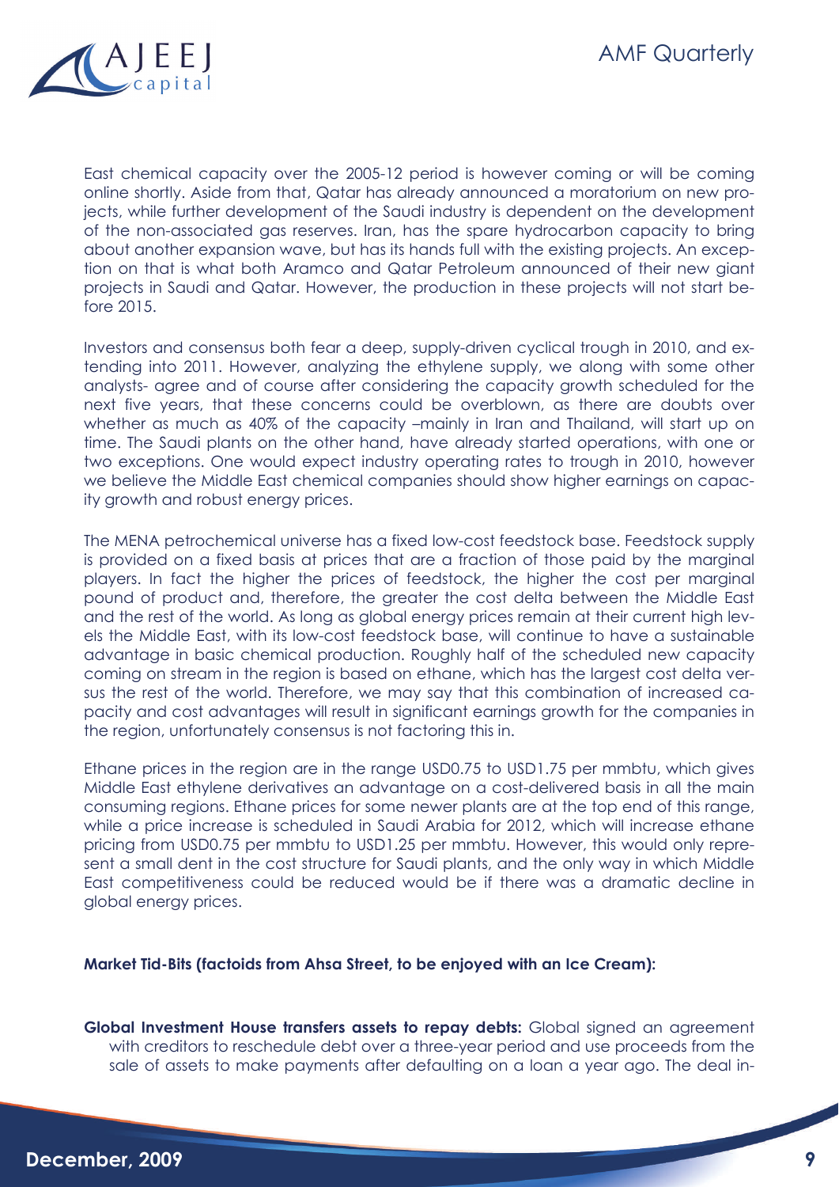East chemical capacity over the 2005-12 period is however coming or will be coming online shortly. Aside from that, Qatar has already announced a moratorium on new projects, while further development of the Saudi industry is dependent on the development of the non-associated gas reserves. Iran, has the spare hydrocarbon capacity to bring about another expansion wave, but has its hands full with the existing projects. An exception on that is what both Aramco and Qatar Petroleum announced of their new giant projects in Saudi and Qatar. However, the production in these projects will not start before 2015.

Investors and consensus both fear a deep, supply-driven cyclical trough in 2010, and extending into 2011. However, analyzing the ethylene supply, we along with some other analysts- agree and of course after considering the capacity growth scheduled for the next five years, that these concerns could be overblown, as there are doubts over whether as much as 40% of the capacity –mainly in Iran and Thailand, will start up on time. The Saudi plants on the other hand, have already started operations, with one or two exceptions. One would expect industry operating rates to trough in 2010, however we believe the Middle East chemical companies should show higher earnings on capacity growth and robust energy prices.

The MENA petrochemical universe has a fixed low-cost feedstock base. Feedstock supply is provided on a fixed basis at prices that are a fraction of those paid by the marginal players. In fact the higher the prices of feedstock, the higher the cost per marginal pound of product and, therefore, the greater the cost delta between the Middle East and the rest of the world. As long as global energy prices remain at their current high levels the Middle East, with its low-cost feedstock base, will continue to have a sustainable advantage in basic chemical production. Roughly half of the scheduled new capacity coming on stream in the region is based on ethane, which has the largest cost delta versus the rest of the world. Therefore, we may say that this combination of increased capacity and cost advantages will result in significant earnings growth for the companies in the region, unfortunately consensus is not factoring this in.

Ethane prices in the region are in the range USD0.75 to USD1.75 per mmbtu, which gives Middle East ethylene derivatives an advantage on a cost-delivered basis in all the main consuming regions. Ethane prices for some newer plants are at the top end of this range, while a price increase is scheduled in Saudi Arabia for 2012, which will increase ethane pricing from USD0.75 per mmbtu to USD1.25 per mmbtu. However, this would only represent a small dent in the cost structure for Saudi plants, and the only way in which Middle East competitiveness could be reduced would be if there was a dramatic decline in global energy prices.

**Market Tid-Bits (factoids from Ahsa Street, to be enjoyed with an Ice Cream):**

**Global Investment House transfers assets to repay debts:** Global signed an agreement with creditors to reschedule debt over a three-year period and use proceeds from the sale of assets to make payments after defaulting on a loan a year ago. The deal in-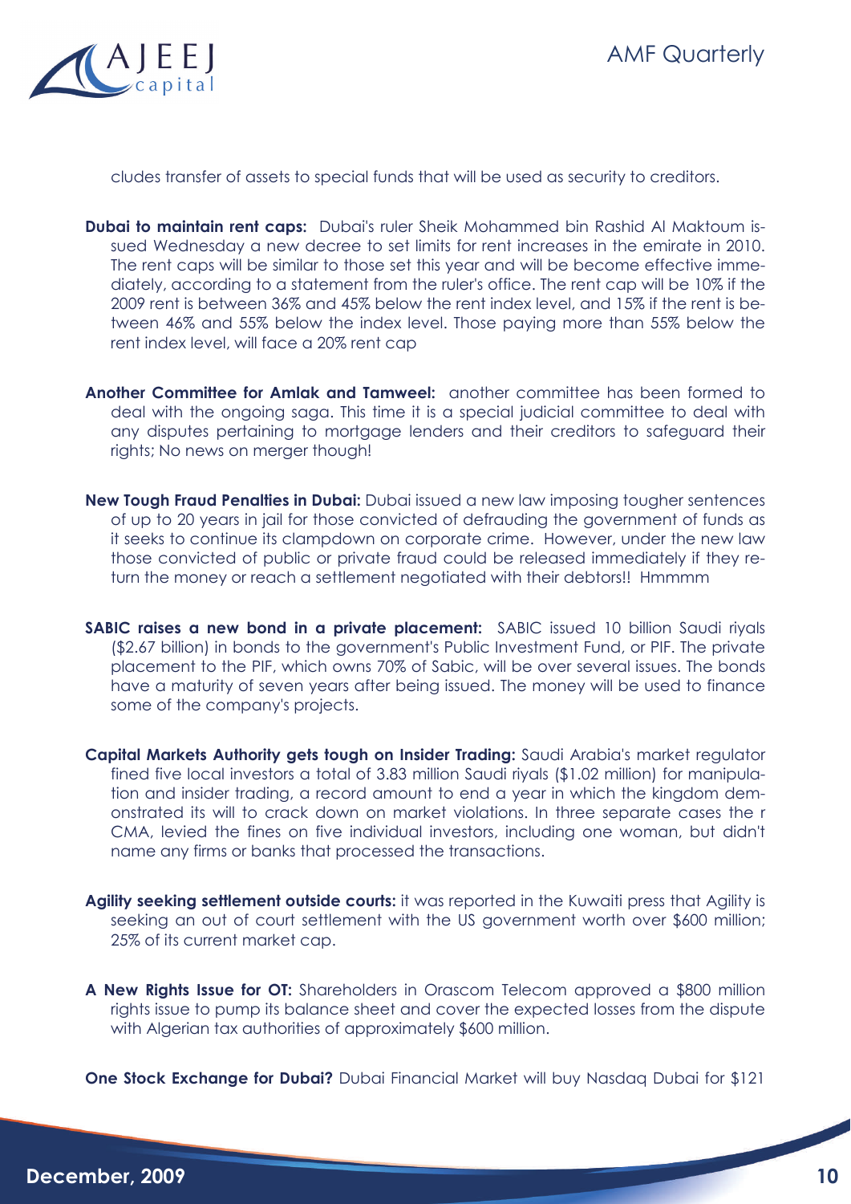cludes transfer of assets to special funds that will be used as security to creditors.

**Dubai to maintain rent caps:** Dubai's ruler Sheik Mohammed bin Rashid Al Maktoum issued Wednesday a new decree to set limits for rent increases in the emirate in 2010. The rent caps will be similar to those set this year and will be become effective immediately, according to a statement from the ruler's office. The rent cap will be 10% if the 2009 rent is between 36% and 45% below the rent index level, and 15% if the rent is between 46% and 55% below the index level. Those paying more than 55% below the rent index level, will face a 20% rent cap

**Another Committee for Amlak and Tamweel:** another committee has been formed to deal with the ongoing saga. This time it is a special judicial committee to deal with any disputes pertaining to mortgage lenders and their creditors to safeguard their rights; No news on merger though!

**New Tough Fraud Penalties in Dubai:** Dubai issued a new law imposing tougher sentences of up to 20 years in jail for those convicted of defrauding the government of funds as it seeks to continue its clampdown on corporate crime. However, under the new law those convicted of public or private fraud could be released immediately if they return the money or reach a settlement negotiated with their debtors!! Hmmmm

**SABIC raises a new bond in a private placement:** SABIC issued 10 billion Saudi riyals ($2.67 billion) in bonds to the government's Public Investment Fund, or PIF. The private placement to the PIF, which owns 70% of Sabic, will be over several issues. The bonds have a maturity of seven years after being issued. The money will be used to finance some of the company's projects.

**Capital Markets Authority gets tough on Insider Trading:** Saudi Arabia's market regulator fined five local investors a total of 3.83 million Saudi riyals ($1.02 million) for manipulation and insider trading, a record amount to end a year in which the kingdom demonstrated its will to crack down on market violations. In three separate cases the r CMA, levied the fines on five individual investors, including one woman, but didn't name any firms or banks that processed the transactions.

**Agility seeking settlement outside courts:** it was reported in the Kuwaiti press that Agility is seeking an out of court settlement with the US government worth over $600 million; 25% of its current market cap.

**A New Rights Issue for OT:** Shareholders in Orascom Telecom approved a $800 million rights issue to pump its balance sheet and cover the expected losses from the dispute with Algerian tax authorities of approximately $600 million.

**One Stock Exchange for Dubai?** Dubai Financial Market will buy Nasdaq Dubai for $121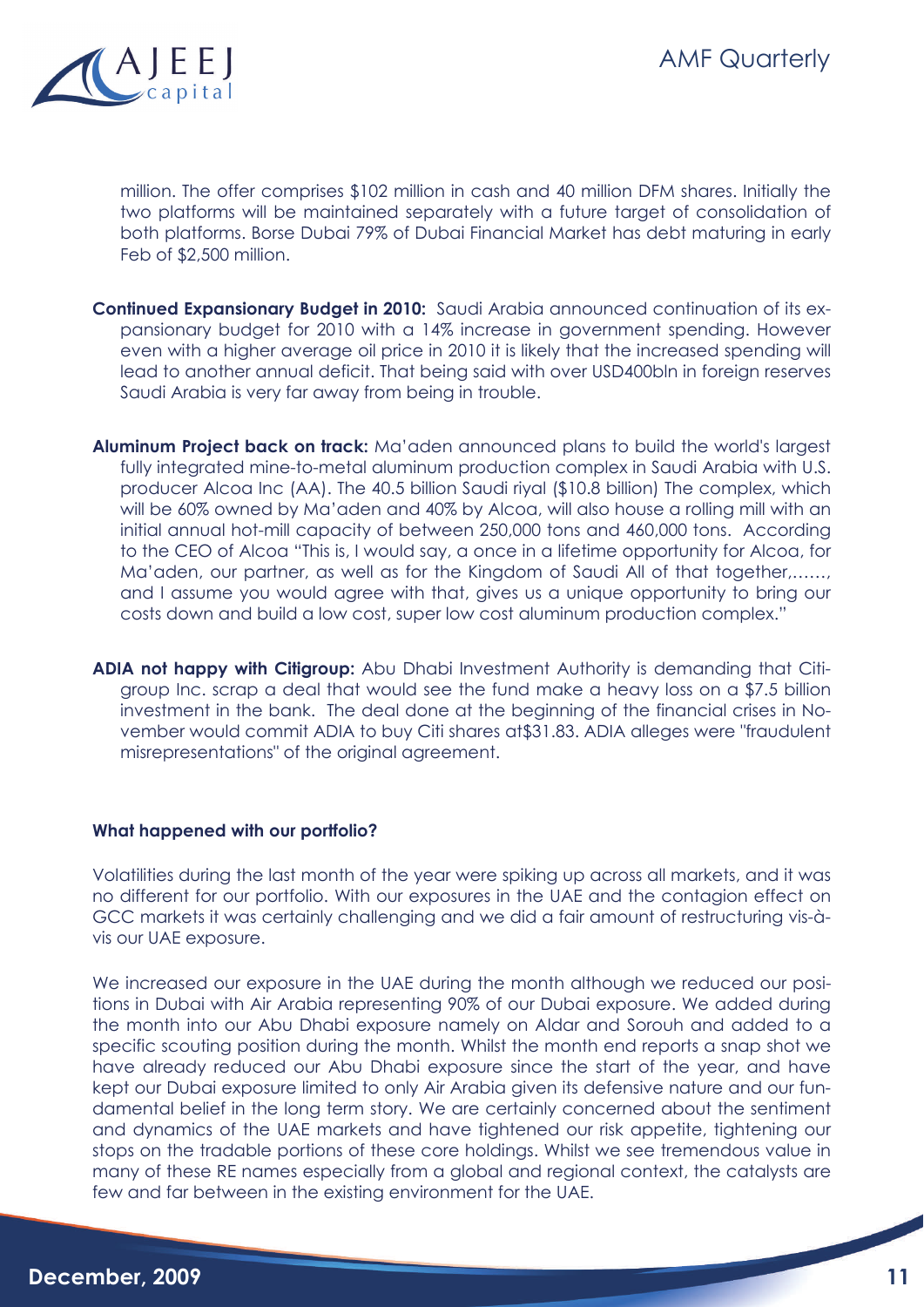million. The offer comprises $102 million in cash and 40 million DFM shares. Initially the two platforms will be maintained separately with a future target of consolidation of both platforms. Borse Dubai 79% of Dubai Financial Market has debt maturing in early Feb of $2,500 million.

**Continued Expansionary Budget in 2010:** Saudi Arabia announced continuation of its expansionary budget for 2010 with a 14% increase in government spending. However even with a higher average oil price in 2010 it is likely that the increased spending will lead to another annual deficit. That being said with over USD400bln in foreign reserves Saudi Arabia is very far away from being in trouble.

**Aluminum Project back on track:** Ma'aden announced plans to build the world's largest fully integrated mine-to-metal aluminum production complex in Saudi Arabia with U.S. producer Alcoa Inc (AA). The 40.5 billion Saudi riyal ($10.8 billion) The complex, which will be 60% owned by Ma'aden and 40% by Alcoa, will also house a rolling mill with an initial annual hot-mill capacity of between 250,000 tons and 460,000 tons. According to the CEO of Alcoa "This is, I would say, a once in a lifetime opportunity for Alcoa, for Ma'aden, our partner, as well as for the Kingdom of Saudi All of that together,......, and I assume you would agree with that, gives us a unique opportunity to bring our costs down and build a low cost, super low cost aluminum production complex."

**ADIA not happy with Citigroup:** Abu Dhabi Investment Authority is demanding that Citigroup Inc. scrap a deal that would see the fund make a heavy loss on a $7.5 billion investment in the bank. The deal done at the beginning of the financial crises in November would commit ADIA to buy Citi shares at$31.83. ADIA alleges were "fraudulent misrepresentations" of the original agreement.

**What happened with our portfolio?**

Volatilities during the last month of the year were spiking up across all markets, and it was no different for our portfolio. With our exposures in the UAE and the contagion effect on GCC markets it was certainly challenging and we did a fair amount of restructuring vis-à-vis our UAE exposure.

We increased our exposure in the UAE during the month although we reduced our positions in Dubai with Air Arabia representing 90% of our Dubai exposure. We added during the month into our Abu Dhabi exposure namely on Aldar and Sorouh and added to a specific scouting position during the month. Whilst the month end reports a snap shot we have already reduced our Abu Dhabi exposure since the start of the year, and have kept our Dubai exposure limited to only Air Arabia given its defensive nature and our fundamental belief in the long term story. We are certainly concerned about the sentiment and dynamics of the UAE markets and have tightened our risk appetite, tightening our stops on the tradable portions of these core holdings. Whilst we see tremendous value in many of these RE names especially from a global and regional context, the catalysts are few and far between in the existing environment for the UAE.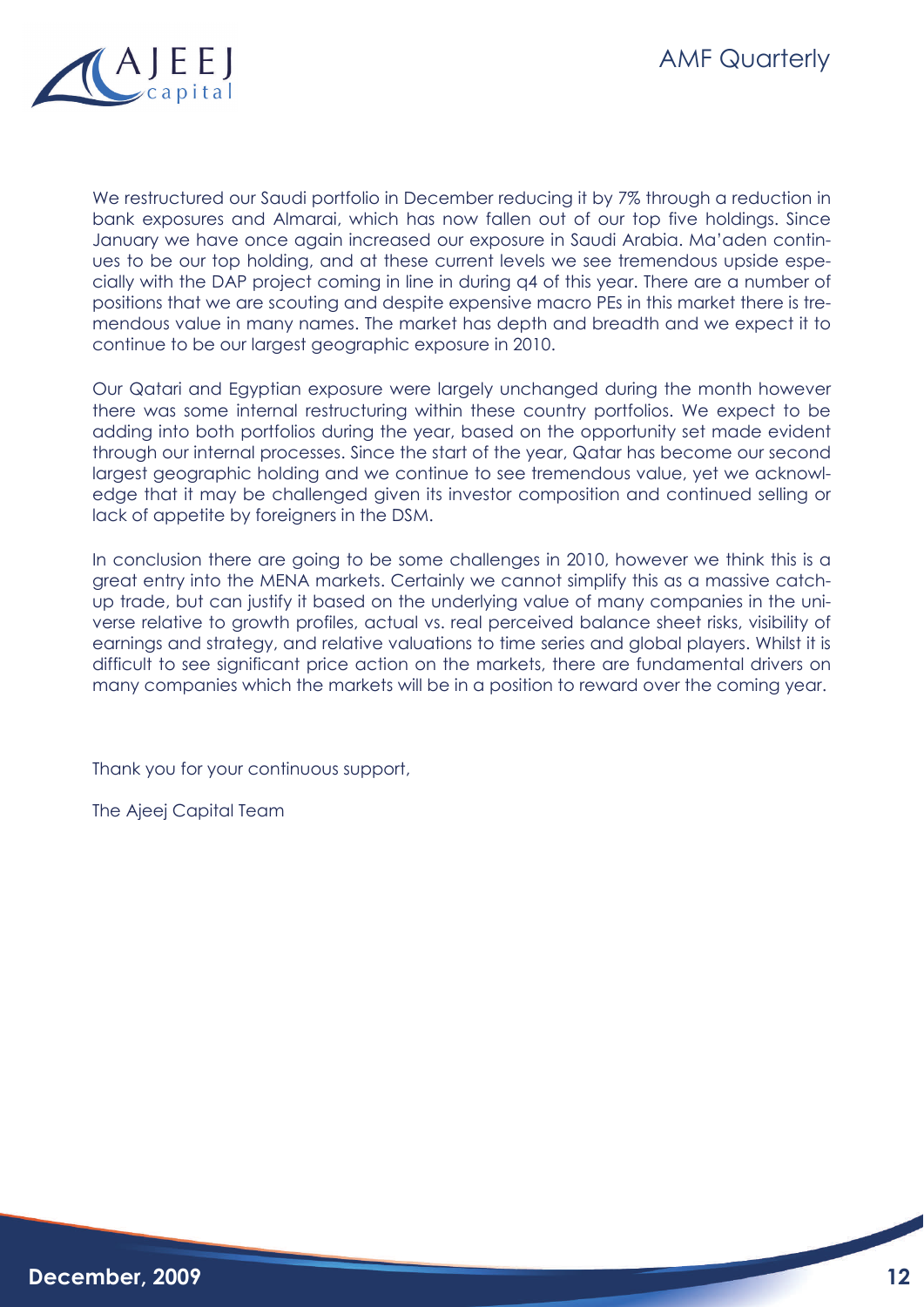We restructured our Saudi portfolio in December reducing it by 7% through a reduction in bank exposures and Almarai, which has now fallen out of our top five holdings. Since January we have once again increased our exposure in Saudi Arabia. Ma'aden continues to be our top holding, and at these current levels we see tremendous upside especially with the DAP project coming in line in during q4 of this year. There are a number of positions that we are scouting and despite expensive macro PEs in this market there is tremendous value in many names. The market has depth and breadth and we expect it to continue to be our largest geographic exposure in 2010.

Our Qatari and Egyptian exposure were largely unchanged during the month however there was some internal restructuring within these country portfolios. We expect to be adding into both portfolios during the year, based on the opportunity set made evident through our internal processes. Since the start of the year, Qatar has become our second largest geographic holding and we continue to see tremendous value, yet we acknowledge that it may be challenged given its investor composition and continued selling or lack of appetite by foreigners in the DSM.

In conclusion there are going to be some challenges in 2010, however we think this is a great entry into the MENA markets. Certainly we cannot simplify this as a massive catch-up trade, but can justify it based on the underlying value of many companies in the universe relative to growth profiles, actual vs. real perceived balance sheet risks, visibility of earnings and strategy, and relative valuations to time series and global players. Whilst it is difficult to see significant price action on the markets, there are fundamental drivers on many companies which the markets will be in a position to reward over the coming year.

Thank you for your continuous support,

The Ajeej Capital Team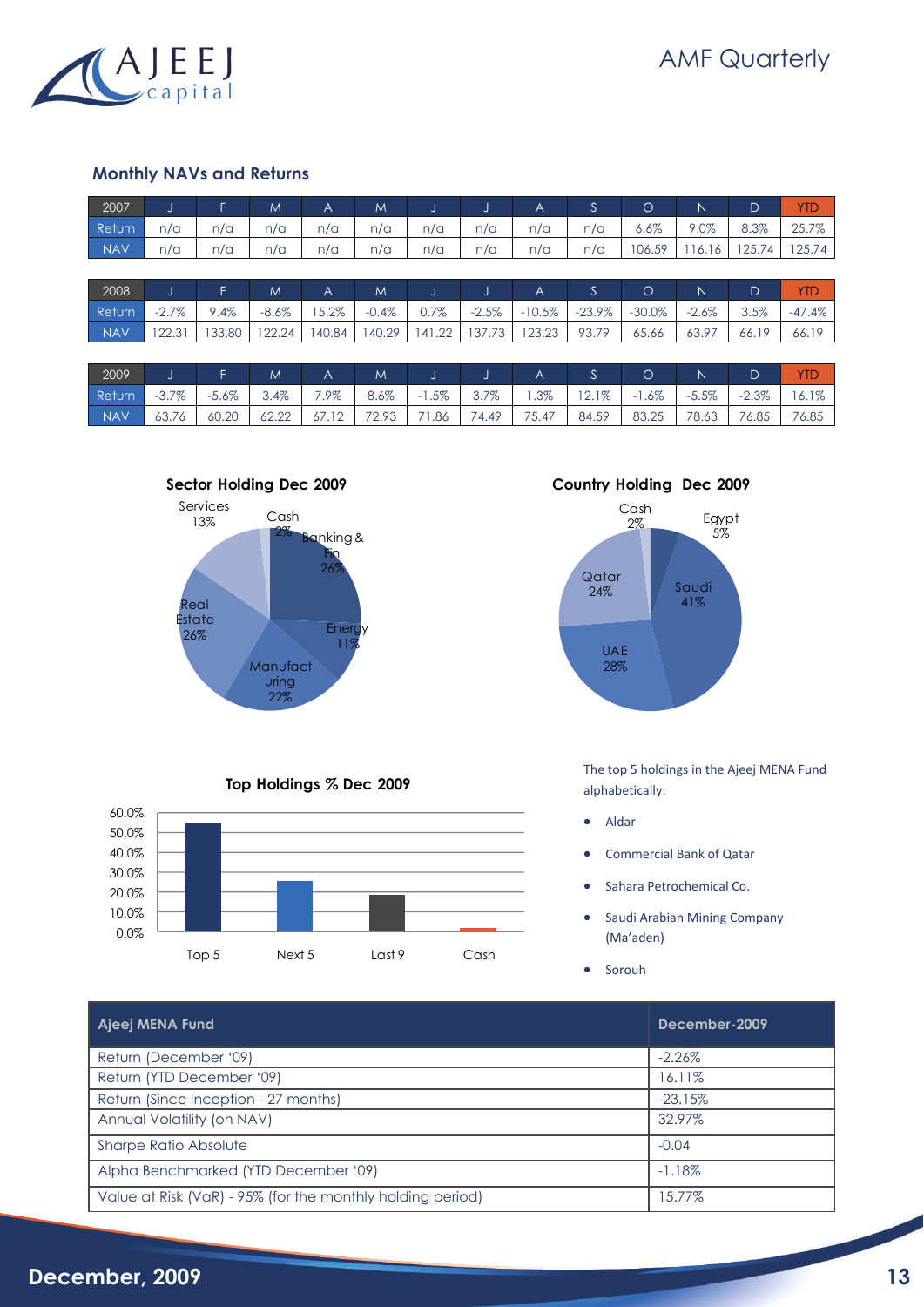### Monthly NAVs and Returns

| 2007 | J | F | M | A | M | J | J | A | S | O | N | D | YTD |
|---|---|---|---|---|---|---|---|---|---|---|---|---|---|
| Return | n/a | n/a | n/a | n/a | n/a | n/a | n/a | n/a | n/a | 6.6% | 9.0% | 8.3% | 25.7% |
| NAV | n/a | n/a | n/a | n/a | n/a | n/a | n/a | n/a | n/a | 106.59 | 116.16 | 125.74 | 125.74 |

| 2008 | J | F | M | A | M | J | J | A | S | O | N | D | YTD |
|---|---|---|---|---|---|---|---|---|---|---|---|---|---|
| Return | -2.7% | 9.4% | -8.6% | 15.2% | -0.4% | 0.7% | -2.5% | -10.5% | -23.9% | -30.0% | -2.6% | 3.5% | -47.4% |
| NAV | 122.31 | 133.80 | 122.24 | 140.84 | 140.29 | 141.22 | 137.73 | 123.23 | 93.79 | 65.66 | 63.97 | 66.19 | 66.19 |

| 2009 | J | F | M | A | M | J | J | A | S | O | N | D | YTD |
|---|---|---|---|---|---|---|---|---|---|---|---|---|---|
| Return | -3.7% | -5.6% | 3.4% | 7.9% | 8.6% | -1.5% | 3.7% | 1.3% | 12.1% | -1.6% | -5.5% | -2.3% | 16.1% |
| NAV | 63.76 | 60.20 | 62.22 | 67.12 | 72.93 | 71.86 | 74.49 | 75.47 | 84.59 | 83.25 | 78.63 | 76.85 | 76.85 |

**Sector Holding Dec 2009**

Services 13%
Cash 2%
Banking & Fin 26%
Energy 11%
Manufacturing 22%
Real Estate 26%

**Country Holding Dec 2009**

Cash 2%
Egypt 5%
Saudi 41%
UAE 28%
Qatar 24%

**Top Holdings % Dec 2009**

60.0%
50.0%
40.0%
30.0%
20.0%
10.0%
0.0%

Top 5 Next 5 Last 9 Cash

The top 5 holdings in the Ajeej MENA Fund alphabetically:

- Aldar
- Commercial Bank of Qatar
- Sahara Petrochemical Co.
- Saudi Arabian Mining Company (Ma'aden)
- Sorouh

| Ajeej MENA Fund | December-2009 |
|---|---|
| Return (December '09) | -2.26% |
| Return (YTD December '09) | 16.11% |
| Return (Since Inception - 27 months) | -23.15% |
| Annual Volatility (on NAV) | 32.97% |
| Sharpe Ratio Absolute | -0.04 |
| Alpha Benchmarked (YTD December '09) | -1.18% |
| Value at Risk (VaR) - 95% (for the monthly holding period) | 15.77% |